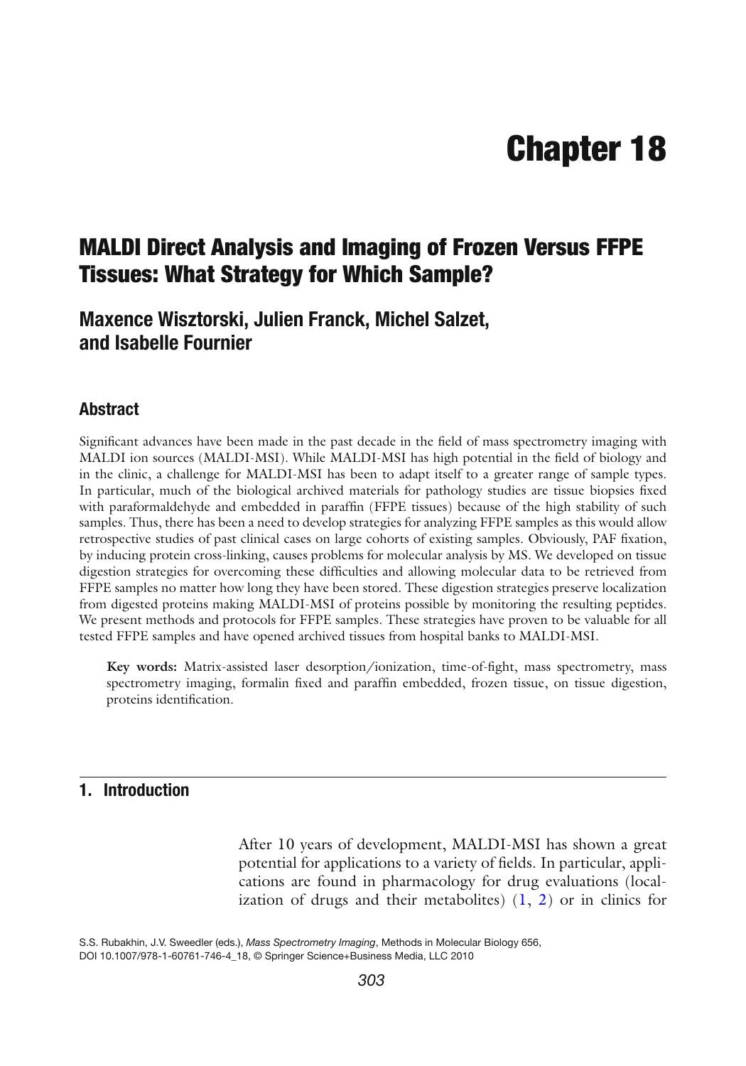# Chapter 18

## MALDI Direct Analysis and Imaging of Frozen Versus FFPE Tissues: What Strategy for Which Sample?

**Maxence Wisztorski, Julien Franck, Michel Salzet, and Isabelle Fournier**

### Abstract

Significant advances have been made in the past decade in the field of mass spectrometry imaging with MALDI ion sources (MALDI-MSI). While MALDI-MSI has high potential in the field of biology and in the clinic, a challenge for MALDI-MSI has been to adapt itself to a greater range of sample types. In particular, much of the biological archived materials for pathology studies are tissue biopsies fixed with paraformaldehyde and embedded in paraffin (FFPE tissues) because of the high stability of such samples. Thus, there has been a need to develop strategies for analyzing FFPE samples as this would allow retrospective studies of past clinical cases on large cohorts of existing samples. Obviously, PAF fixation, by inducing protein cross-linking, causes problems for molecular analysis by MS. We developed on tissue digestion strategies for overcoming these difficulties and allowing molecular data to be retrieved from FFPE samples no matter how long they have been stored. These digestion strategies preserve localization from digested proteins making MALDI-MSI of proteins possible by monitoring the resulting peptides. We present methods and protocols for FFPE samples. These strategies have proven to be valuable for all tested FFPE samples and have opened archived tissues from hospital banks to MALDI-MSI.

**Key words:** Matrix-assisted laser desorption/ionization, time-of-fight, mass spectrometry, mass spectrometry imaging, formalin fixed and paraffin embedded, frozen tissue, on tissue digestion, proteins identification.

## 1. Introduction

After 10 years of development, MALDI-MSI has shown a great potential for applications to a variety of fields. In particular, applications are found in pharmacology for drug evaluations (localization of drugs and their metabolites) (1, 2) or in clinics for

S.S. Rubakhin, J.V. Sweedler (eds.), *Mass Spectrometry Imaging*, Methods in Molecular Biology 656, DOI 10.1007/978-1-60761-746-4_18, © Springer Science+Business Media, LLC 2010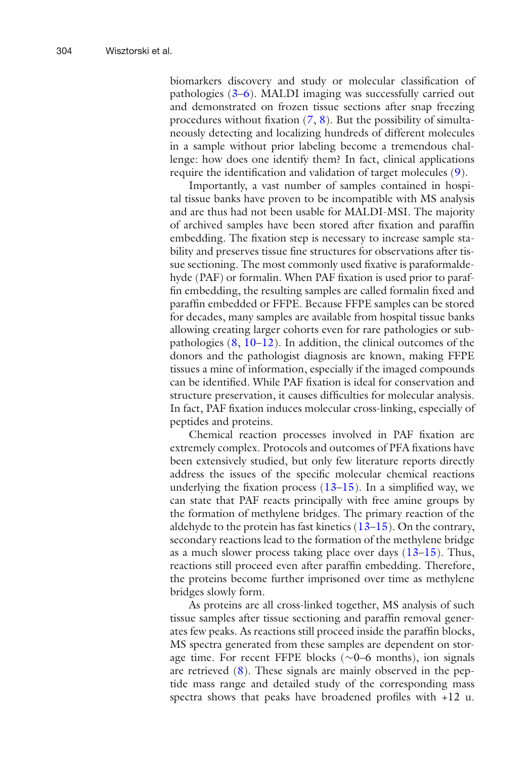biomarkers discovery and study or molecular classification of pathologies (3–6). MALDI imaging was successfully carried out and demonstrated on frozen tissue sections after snap freezing procedures without fixation (7, 8). But the possibility of simultaneously detecting and localizing hundreds of different molecules in a sample without prior labeling become a tremendous challenge: how does one identify them? In fact, clinical applications require the identification and validation of target molecules (9).

Importantly, a vast number of samples contained in hospital tissue banks have proven to be incompatible with MS analysis and are thus had not been usable for MALDI-MSI. The majority of archived samples have been stored after fixation and paraffin embedding. The fixation step is necessary to increase sample stability and preserves tissue fine structures for observations after tissue sectioning. The most commonly used fixative is paraformaldehyde (PAF) or formalin. When PAF fixation is used prior to paraffin embedding, the resulting samples are called formalin fixed and paraffin embedded or FFPE. Because FFPE samples can be stored for decades, many samples are available from hospital tissue banks allowing creating larger cohorts even for rare pathologies or subpathologies (8, 10–12). In addition, the clinical outcomes of the donors and the pathologist diagnosis are known, making FFPE tissues a mine of information, especially if the imaged compounds can be identified. While PAF fixation is ideal for conservation and structure preservation, it causes difficulties for molecular analysis. In fact, PAF fixation induces molecular cross-linking, especially of peptides and proteins.

Chemical reaction processes involved in PAF fixation are extremely complex. Protocols and outcomes of PFA fixations have been extensively studied, but only few literature reports directly address the issues of the specific molecular chemical reactions underlying the fixation process (13–15). In a simplified way, we can state that PAF reacts principally with free amine groups by the formation of methylene bridges. The primary reaction of the aldehyde to the protein has fast kinetics (13–15). On the contrary, secondary reactions lead to the formation of the methylene bridge as a much slower process taking place over days (13–15). Thus, reactions still proceed even after paraffin embedding. Therefore, the proteins become further imprisoned over time as methylene bridges slowly form.

As proteins are all cross-linked together, MS analysis of such tissue samples after tissue sectioning and paraffin removal generates few peaks. As reactions still proceed inside the paraffin blocks, MS spectra generated from these samples are dependent on storage time. For recent FFPE blocks (~0–6 months), ion signals are retrieved (8). These signals are mainly observed in the peptide mass range and detailed study of the corresponding mass spectra shows that peaks have broadened profiles with +12 u.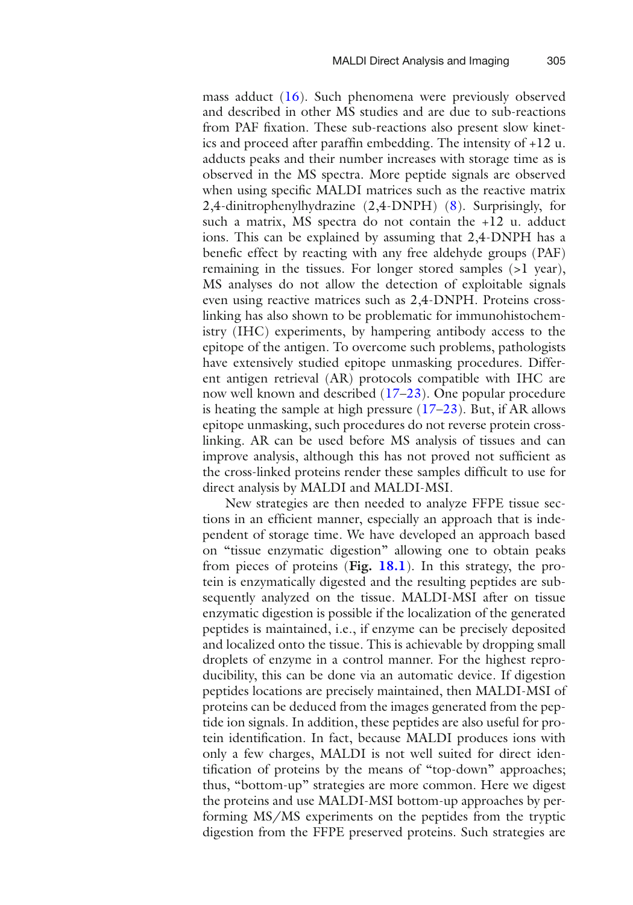mass adduct (16). Such phenomena were previously observed and described in other MS studies and are due to sub-reactions from PAF fixation. These sub-reactions also present slow kinetics and proceed after paraffin embedding. The intensity of +12 u. adducts peaks and their number increases with storage time as is observed in the MS spectra. More peptide signals are observed when using specific MALDI matrices such as the reactive matrix 2,4-dinitrophenylhydrazine (2,4-DNPH) (8). Surprisingly, for such a matrix, MS spectra do not contain the +12 u. adduct ions. This can be explained by assuming that 2,4-DNPH has a benefic effect by reacting with any free aldehyde groups (PAF) remaining in the tissues. For longer stored samples (>1 year), MS analyses do not allow the detection of exploitable signals even using reactive matrices such as 2,4-DNPH. Proteins cross-linking has also shown to be problematic for immunohistochemistry (IHC) experiments, by hampering antibody access to the epitope of the antigen. To overcome such problems, pathologists have extensively studied epitope unmasking procedures. Different antigen retrieval (AR) protocols compatible with IHC are now well known and described (17–23). One popular procedure is heating the sample at high pressure (17–23). But, if AR allows epitope unmasking, such procedures do not reverse protein cross-linking. AR can be used before MS analysis of tissues and can improve analysis, although this has not proved not sufficient as the cross-linked proteins render these samples difficult to use for direct analysis by MALDI and MALDI-MSI.

New strategies are then needed to analyze FFPE tissue sections in an efficient manner, especially an approach that is independent of storage time. We have developed an approach based on "tissue enzymatic digestion" allowing one to obtain peaks from pieces of proteins (**Fig. 18.1**). In this strategy, the protein is enzymatically digested and the resulting peptides are subsequently analyzed on the tissue. MALDI-MSI after on tissue enzymatic digestion is possible if the localization of the generated peptides is maintained, i.e., if enzyme can be precisely deposited and localized onto the tissue. This is achievable by dropping small droplets of enzyme in a control manner. For the highest reproducibility, this can be done via an automatic device. If digestion peptides locations are precisely maintained, then MALDI-MSI of proteins can be deduced from the images generated from the peptide ion signals. In addition, these peptides are also useful for protein identification. In fact, because MALDI produces ions with only a few charges, MALDI is not well suited for direct identification of proteins by the means of "top-down" approaches; thus, "bottom-up" strategies are more common. Here we digest the proteins and use MALDI-MSI bottom-up approaches by performing MS/MS experiments on the peptides from the tryptic digestion from the FFPE preserved proteins. Such strategies are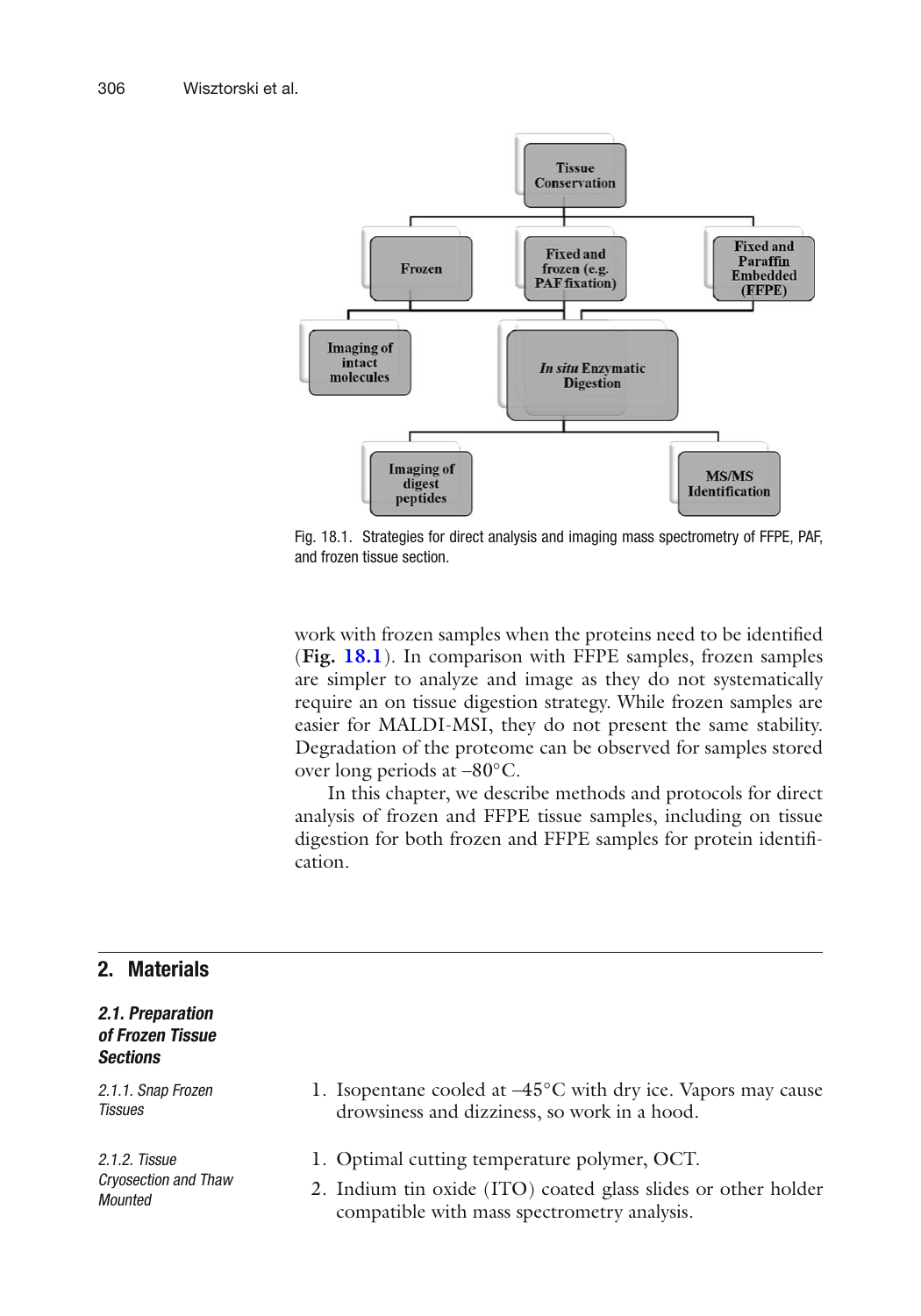Fig. 18.1. Strategies for direct analysis and imaging mass spectrometry of FFPE, PAF, and frozen tissue section.

work with frozen samples when the proteins need to be identified (**Fig. 18.1**). In comparison with FFPE samples, frozen samples are simpler to analyze and image as they do not systematically require an on tissue digestion strategy. While frozen samples are easier for MALDI-MSI, they do not present the same stability. Degradation of the proteome can be observed for samples stored over long periods at –80°C.

In this chapter, we describe methods and protocols for direct analysis of frozen and FFPE tissue samples, including on tissue digestion for both frozen and FFPE samples for protein identification.

## 2. Materials

### *2.1. Preparation of Frozen Tissue Sections*

#### *2.1.1. Snap Frozen Tissues*

1. Isopentane cooled at –45°C with dry ice. Vapors may cause drowsiness and dizziness, so work in a hood.

#### *2.1.2. Tissue Cryosection and Thaw Mounted*

1. Optimal cutting temperature polymer, OCT.
2. Indium tin oxide (ITO) coated glass slides or other holder compatible with mass spectrometry analysis.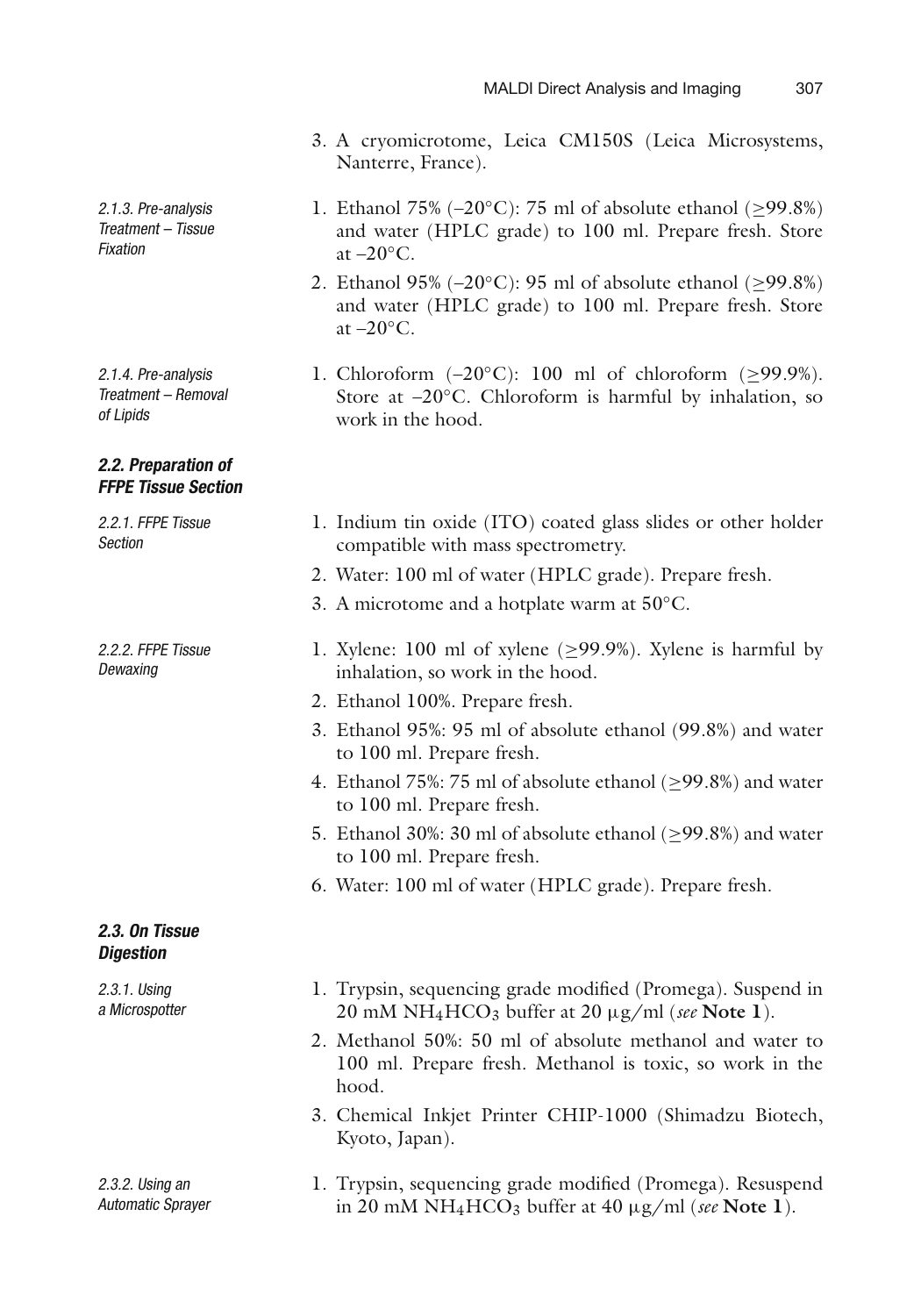3. A cryomicrotome, Leica CM150S (Leica Microsystems, Nanterre, France).

#### 2.1.3. Pre-analysis Treatment – Tissue Fixation

1. Ethanol 75% (–20°C): 75 ml of absolute ethanol (≥99.8%) and water (HPLC grade) to 100 ml. Prepare fresh. Store at –20°C.
2. Ethanol 95% (–20°C): 95 ml of absolute ethanol (≥99.8%) and water (HPLC grade) to 100 ml. Prepare fresh. Store at –20°C.

#### 2.1.4. Pre-analysis Treatment – Removal of Lipids

1. Chloroform (–20°C): 100 ml of chloroform (≥99.9%). Store at –20°C. Chloroform is harmful by inhalation, so work in the hood.

### 2.2. Preparation of FFPE Tissue Section

#### 2.2.1. FFPE Tissue Section

1. Indium tin oxide (ITO) coated glass slides or other holder compatible with mass spectrometry.
2. Water: 100 ml of water (HPLC grade). Prepare fresh.
3. A microtome and a hotplate warm at 50°C.

#### 2.2.2. FFPE Tissue Dewaxing

1. Xylene: 100 ml of xylene (≥99.9%). Xylene is harmful by inhalation, so work in the hood.
2. Ethanol 100%. Prepare fresh.
3. Ethanol 95%: 95 ml of absolute ethanol (99.8%) and water to 100 ml. Prepare fresh.
4. Ethanol 75%: 75 ml of absolute ethanol (≥99.8%) and water to 100 ml. Prepare fresh.
5. Ethanol 30%: 30 ml of absolute ethanol (≥99.8%) and water to 100 ml. Prepare fresh.
6. Water: 100 ml of water (HPLC grade). Prepare fresh.

### 2.3. On Tissue Digestion

#### 2.3.1. Using a Microspotter

1. Trypsin, sequencing grade modified (Promega). Suspend in 20 mM $NH_4HCO_3$ buffer at 20 μg/ml (*see* **Note 1**).
2. Methanol 50%: 50 ml of absolute methanol and water to 100 ml. Prepare fresh. Methanol is toxic, so work in the hood.
3. Chemical Inkjet Printer CHIP-1000 (Shimadzu Biotech, Kyoto, Japan).

#### 2.3.2. Using an Automatic Sprayer

1. Trypsin, sequencing grade modified (Promega). Resuspend in 20 mM $NH_4HCO_3$ buffer at 40 μg/ml (*see* **Note 1**).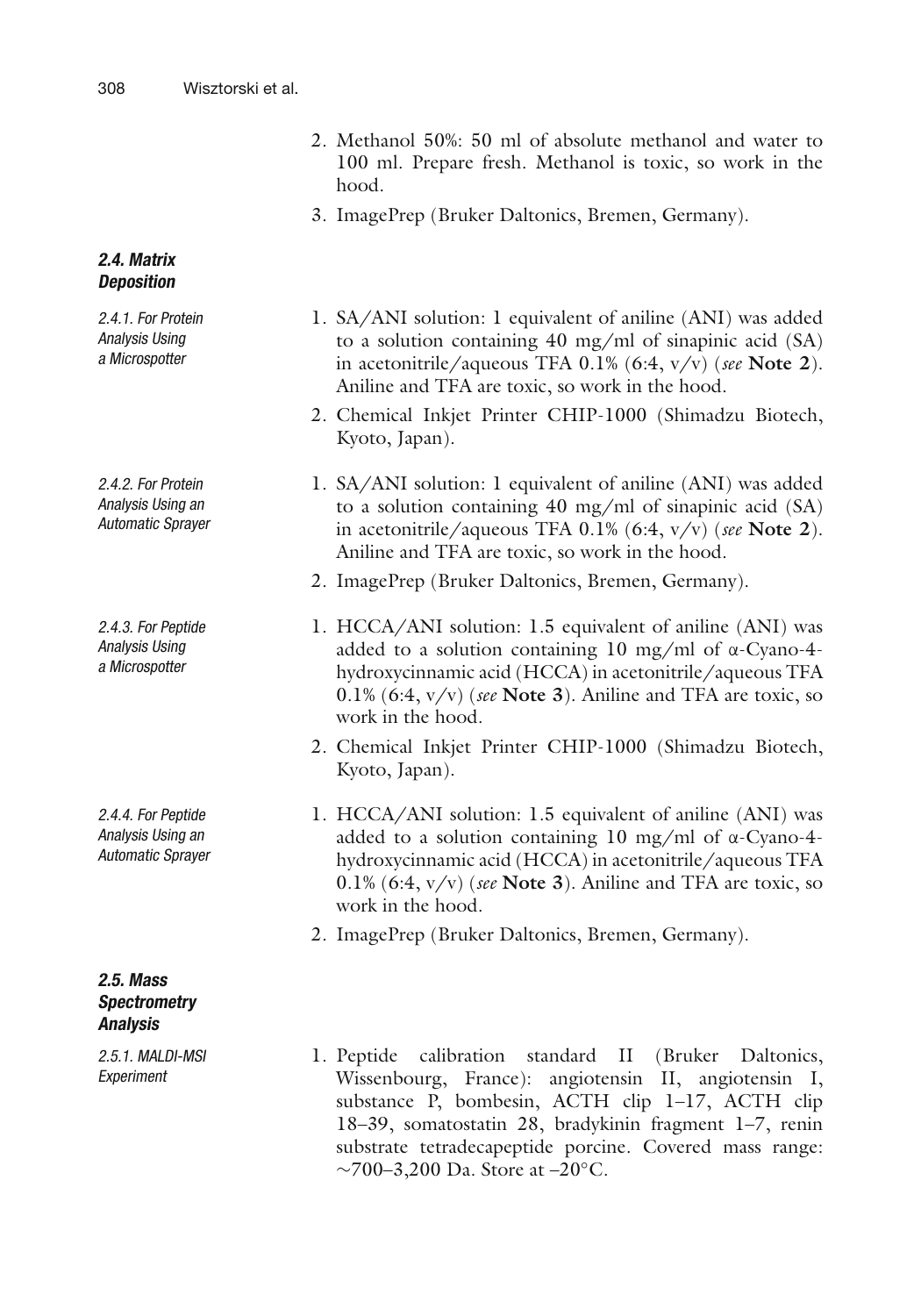2. Methanol 50%: 50 ml of absolute methanol and water to 100 ml. Prepare fresh. Methanol is toxic, so work in the hood.
3. ImagePrep (Bruker Daltonics, Bremen, Germany).

### 2.4. Matrix Deposition

#### 2.4.1. For Protein Analysis Using a Microspotter

1. SA/ANI solution: 1 equivalent of aniline (ANI) was added to a solution containing 40 mg/ml of sinapinic acid (SA) in acetonitrile/aqueous TFA 0.1% (6:4, v/v) (*see* **Note 2**). Aniline and TFA are toxic, so work in the hood.
2. Chemical Inkjet Printer CHIP-1000 (Shimadzu Biotech, Kyoto, Japan).

#### 2.4.2. For Protein Analysis Using an Automatic Sprayer

1. SA/ANI solution: 1 equivalent of aniline (ANI) was added to a solution containing 40 mg/ml of sinapinic acid (SA) in acetonitrile/aqueous TFA 0.1% (6:4, v/v) (*see* **Note 2**). Aniline and TFA are toxic, so work in the hood.
2. ImagePrep (Bruker Daltonics, Bremen, Germany).

#### 2.4.3. For Peptide Analysis Using a Microspotter

1. HCCA/ANI solution: 1.5 equivalent of aniline (ANI) was added to a solution containing 10 mg/ml of α-Cyano-4-hydroxycinnamic acid (HCCA) in acetonitrile/aqueous TFA 0.1% (6:4, v/v) (*see* **Note 3**). Aniline and TFA are toxic, so work in the hood.
2. Chemical Inkjet Printer CHIP-1000 (Shimadzu Biotech, Kyoto, Japan).

#### 2.4.4. For Peptide Analysis Using an Automatic Sprayer

1. HCCA/ANI solution: 1.5 equivalent of aniline (ANI) was added to a solution containing 10 mg/ml of α-Cyano-4-hydroxycinnamic acid (HCCA) in acetonitrile/aqueous TFA 0.1% (6:4, v/v) (*see* **Note 3**). Aniline and TFA are toxic, so work in the hood.
2. ImagePrep (Bruker Daltonics, Bremen, Germany).

### 2.5. Mass Spectrometry Analysis

#### 2.5.1. MALDI-MSI Experiment

1. Peptide calibration standard II (Bruker Daltonics, Wissenbourg, France): angiotensin II, angiotensin I, substance P, bombesin, ACTH clip 1–17, ACTH clip 18–39, somatostatin 28, bradykinin fragment 1–7, renin substrate tetradecapeptide porcine. Covered mass range: ~700–3,200 Da. Store at –20°C.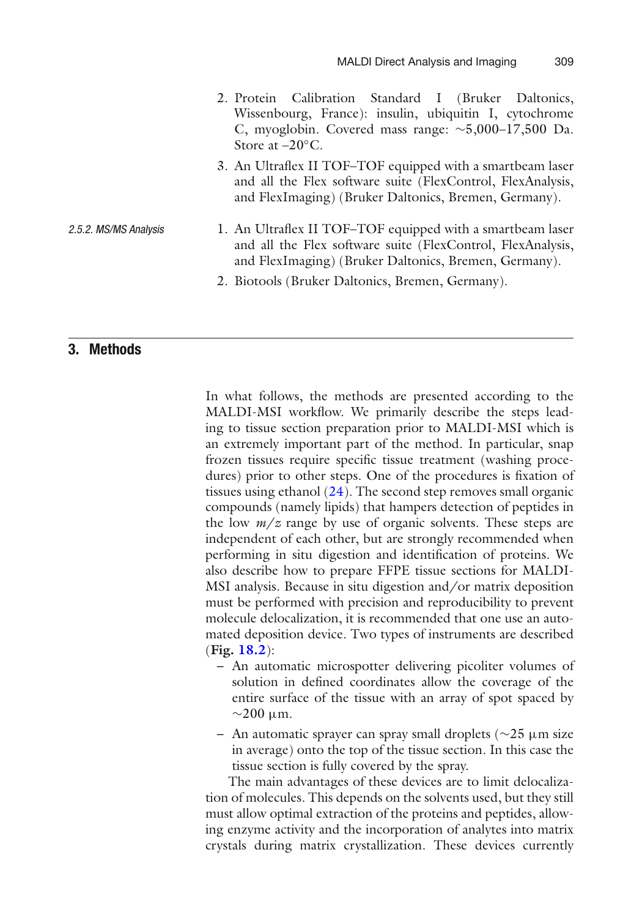2. Protein Calibration Standard I (Bruker Daltonics, Wissenbourg, France): insulin, ubiquitin I, cytochrome C, myoglobin. Covered mass range: ~5,000–17,500 Da. Store at –20°C.
3. An Ultraflex II TOF–TOF equipped with a smartbeam laser and all the Flex software suite (FlexControl, FlexAnalysis, and FlexImaging) (Bruker Daltonics, Bremen, Germany).

#### 2.5.2. MS/MS Analysis

1. An Ultraflex II TOF–TOF equipped with a smartbeam laser and all the Flex software suite (FlexControl, FlexAnalysis, and FlexImaging) (Bruker Daltonics, Bremen, Germany).
2. Biotools (Bruker Daltonics, Bremen, Germany).

## 3. Methods

In what follows, the methods are presented according to the MALDI-MSI workflow. We primarily describe the steps leading to tissue section preparation prior to MALDI-MSI which is an extremely important part of the method. In particular, snap frozen tissues require specific tissue treatment (washing procedures) prior to other steps. One of the procedures is fixation of tissues using ethanol (24). The second step removes small organic compounds (namely lipids) that hampers detection of peptides in the low *m/z* range by use of organic solvents. These steps are independent of each other, but are strongly recommended when performing in situ digestion and identification of proteins. We also describe how to prepare FFPE tissue sections for MALDI-MSI analysis. Because in situ digestion and/or matrix deposition must be performed with precision and reproducibility to prevent molecule delocalization, it is recommended that one use an automated deposition device. Two types of instruments are described (**Fig. 18.2**):

- An automatic microspotter delivering picoliter volumes of solution in defined coordinates allow the coverage of the entire surface of the tissue with an array of spot spaced by ~200 μm.
- An automatic sprayer can spray small droplets (~25 μm size in average) onto the top of the tissue section. In this case the tissue section is fully covered by the spray.

The main advantages of these devices are to limit delocalization of molecules. This depends on the solvents used, but they still must allow optimal extraction of the proteins and peptides, allowing enzyme activity and the incorporation of analytes into matrix crystals during matrix crystallization. These devices currently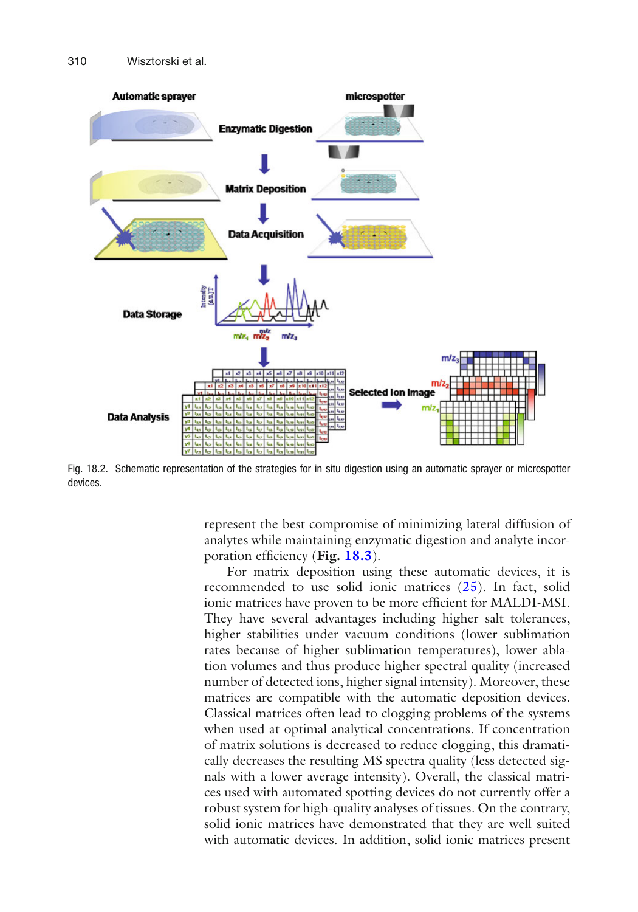Fig. 18.2. Schematic representation of the strategies for in situ digestion using an automatic sprayer or microspotter devices.

represent the best compromise of minimizing lateral diffusion of analytes while maintaining enzymatic digestion and analyte incorporation efficiency (**Fig. 18.3**).

For matrix deposition using these automatic devices, it is recommended to use solid ionic matrices (25). In fact, solid ionic matrices have proven to be more efficient for MALDI-MSI. They have several advantages including higher salt tolerances, higher stabilities under vacuum conditions (lower sublimation rates because of higher sublimation temperatures), lower ablation volumes and thus produce higher spectral quality (increased number of detected ions, higher signal intensity). Moreover, these matrices are compatible with the automatic deposition devices. Classical matrices often lead to clogging problems of the systems when used at optimal analytical concentrations. If concentration of matrix solutions is decreased to reduce clogging, this dramatically decreases the resulting MS spectra quality (less detected signals with a lower average intensity). Overall, the classical matrices used with automated spotting devices do not currently offer a robust system for high-quality analyses of tissues. On the contrary, solid ionic matrices have demonstrated that they are well suited with automatic devices. In addition, solid ionic matrices present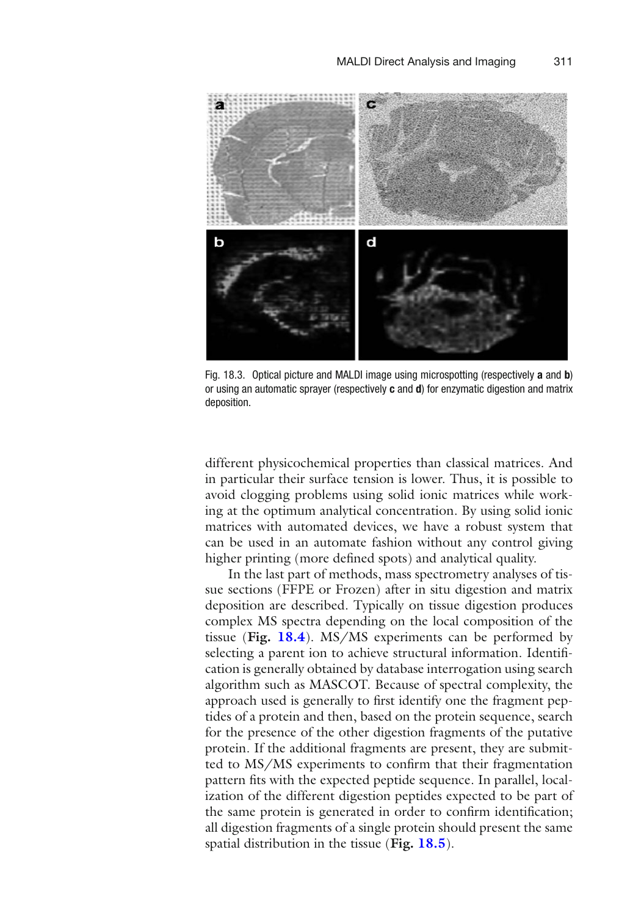Fig. 18.3. Optical picture and MALDI image using microspotting (respectively **a** and **b**) or using an automatic sprayer (respectively **c** and **d**) for enzymatic digestion and matrix deposition.

different physicochemical properties than classical matrices. And in particular their surface tension is lower. Thus, it is possible to avoid clogging problems using solid ionic matrices while working at the optimum analytical concentration. By using solid ionic matrices with automated devices, we have a robust system that can be used in an automate fashion without any control giving higher printing (more defined spots) and analytical quality.

In the last part of methods, mass spectrometry analyses of tissue sections (FFPE or Frozen) after in situ digestion and matrix deposition are described. Typically on tissue digestion produces complex MS spectra depending on the local composition of the tissue (**Fig. 18.4**). MS/MS experiments can be performed by selecting a parent ion to achieve structural information. Identification is generally obtained by database interrogation using search algorithm such as MASCOT. Because of spectral complexity, the approach used is generally to first identify one the fragment peptides of a protein and then, based on the protein sequence, search for the presence of the other digestion fragments of the putative protein. If the additional fragments are present, they are submitted to MS/MS experiments to confirm that their fragmentation pattern fits with the expected peptide sequence. In parallel, localization of the different digestion peptides expected to be part of the same protein is generated in order to confirm identification; all digestion fragments of a single protein should present the same spatial distribution in the tissue (**Fig. 18.5**).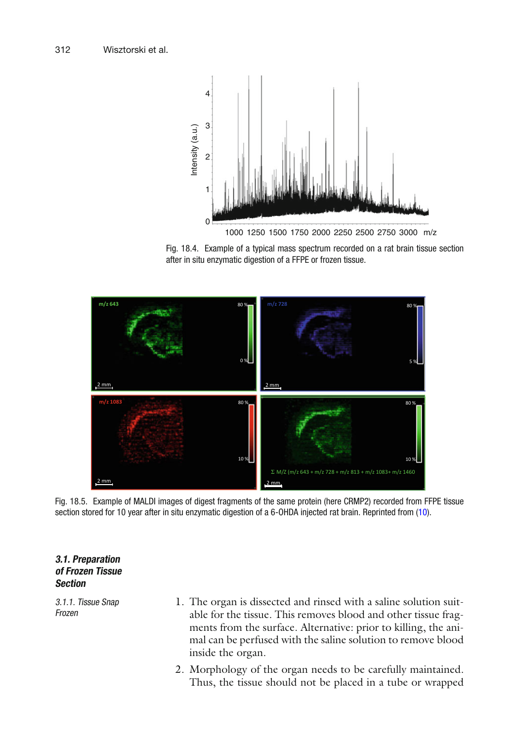Fig. 18.4. Example of a typical mass spectrum recorded on a rat brain tissue section after in situ enzymatic digestion of a FFPE or frozen tissue.

Fig. 18.5. Example of MALDI images of digest fragments of the same protein (here CRMP2) recorded from FFPE tissue section stored for 10 year after in situ enzymatic digestion of a 6-OHDA injected rat brain. Reprinted from (10).

### 3.1. Preparation of Frozen Tissue Section

#### 3.1.1. Tissue Snap Frozen

1. The organ is dissected and rinsed with a saline solution suitable for the tissue. This removes blood and other tissue fragments from the surface. Alternative: prior to killing, the animal can be perfused with the saline solution to remove blood inside the organ.
2. Morphology of the organ needs to be carefully maintained. Thus, the tissue should not be placed in a tube or wrapped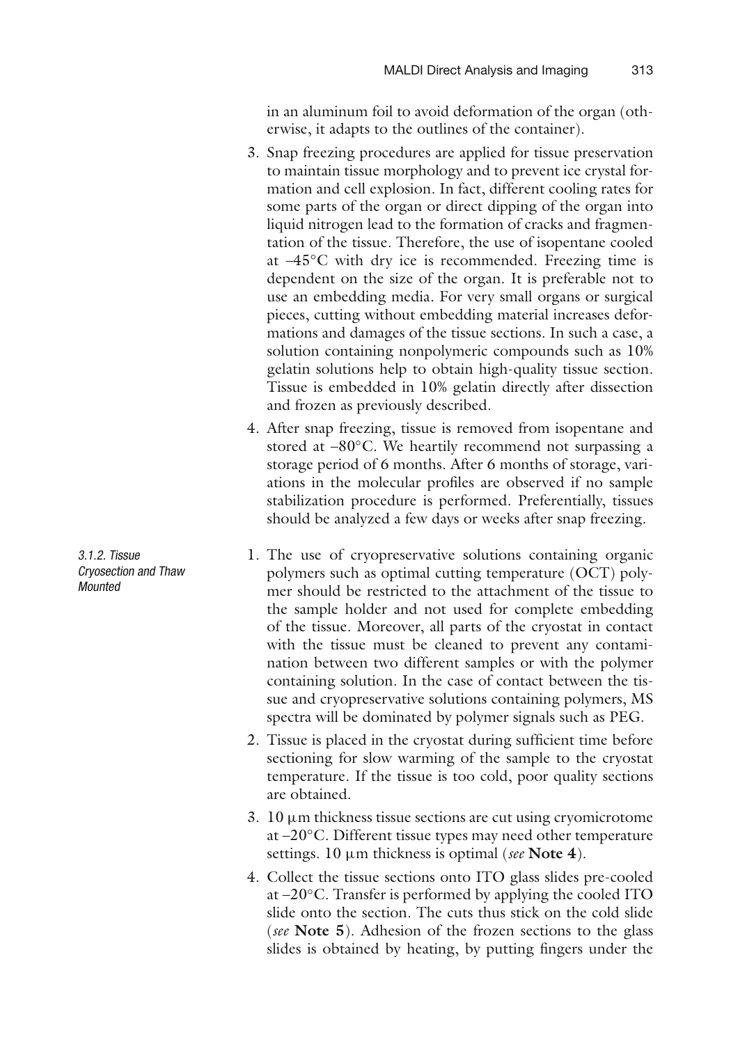in an aluminum foil to avoid deformation of the organ (otherwise, it adapts to the outlines of the container).

3. Snap freezing procedures are applied for tissue preservation to maintain tissue morphology and to prevent ice crystal formation and cell explosion. In fact, different cooling rates for some parts of the organ or direct dipping of the organ into liquid nitrogen lead to the formation of cracks and fragmentation of the tissue. Therefore, the use of isopentane cooled at –45°C with dry ice is recommended. Freezing time is dependent on the size of the organ. It is preferable not to use an embedding media. For very small organs or surgical pieces, cutting without embedding material increases deformations and damages of the tissue sections. In such a case, a solution containing nonpolymeric compounds such as 10% gelatin solutions help to obtain high-quality tissue section. Tissue is embedded in 10% gelatin directly after dissection and frozen as previously described.

4. After snap freezing, tissue is removed from isopentane and stored at –80°C. We heartily recommend not surpassing a storage period of 6 months. After 6 months of storage, variations in the molecular profiles are observed if no sample stabilization procedure is performed. Preferentially, tissues should be analyzed a few days or weeks after snap freezing.

*3.1.2. Tissue Cryosection and Thaw Mounted*

1. The use of cryopreservative solutions containing organic polymers such as optimal cutting temperature (OCT) polymer should be restricted to the attachment of the tissue to the sample holder and not used for complete embedding of the tissue. Moreover, all parts of the cryostat in contact with the tissue must be cleaned to prevent any contamination between two different samples or with the polymer containing solution. In the case of contact between the tissue and cryopreservative solutions containing polymers, MS spectra will be dominated by polymer signals such as PEG.

2. Tissue is placed in the cryostat during sufficient time before sectioning for slow warming of the sample to the cryostat temperature. If the tissue is too cold, poor quality sections are obtained.

3. 10 μm thickness tissue sections are cut using cryomicrotome at –20°C. Different tissue types may need other temperature settings. 10 μm thickness is optimal (*see* **Note 4**).

4. Collect the tissue sections onto ITO glass slides pre-cooled at –20°C. Transfer is performed by applying the cooled ITO slide onto the section. The cuts thus stick on the cold slide (*see* **Note 5**). Adhesion of the frozen sections to the glass slides is obtained by heating, by putting fingers under the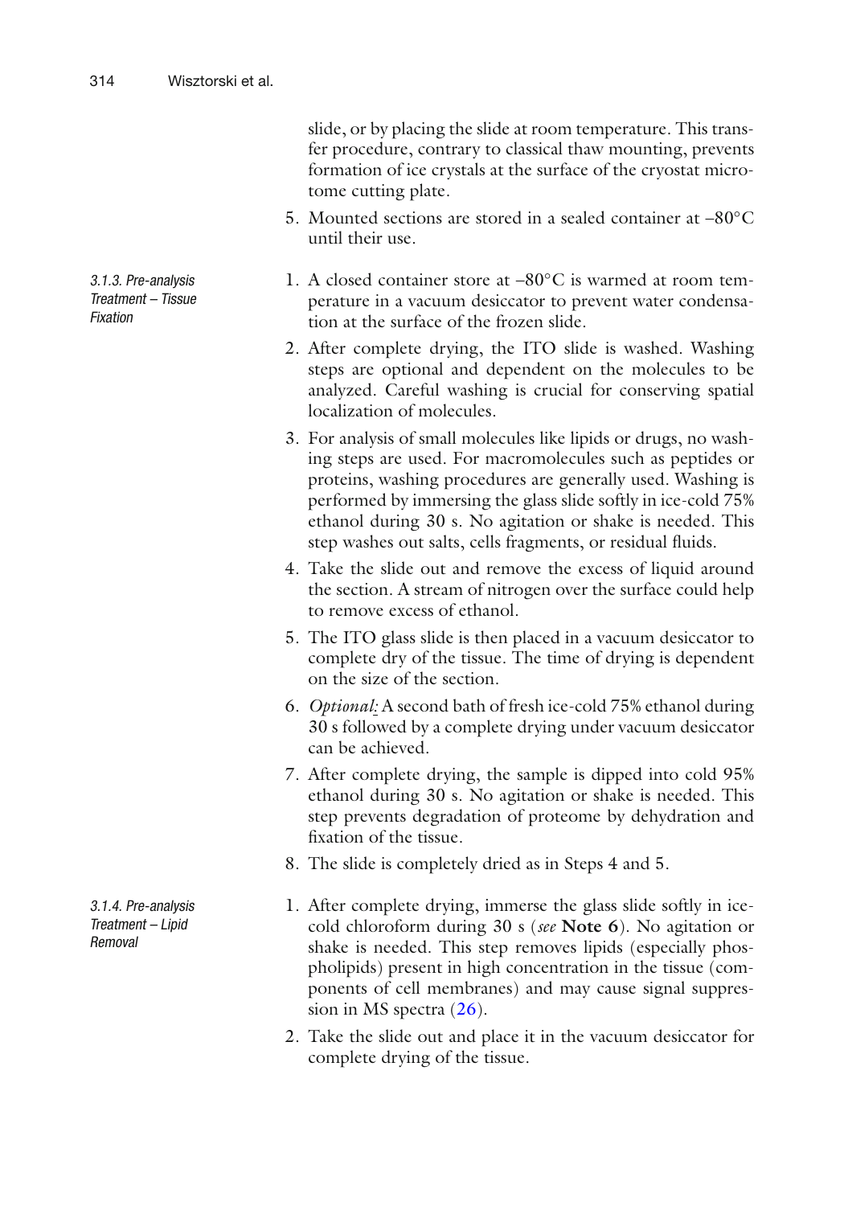slide, or by placing the slide at room temperature. This transfer procedure, contrary to classical thaw mounting, prevents formation of ice crystals at the surface of the cryostat microtome cutting plate.

5. Mounted sections are stored in a sealed container at –80°C until their use.

### 3.1.3. Pre-analysis Treatment – Tissue Fixation

1. A closed container store at –80°C is warmed at room temperature in a vacuum desiccator to prevent water condensation at the surface of the frozen slide.
2. After complete drying, the ITO slide is washed. Washing steps are optional and dependent on the molecules to be analyzed. Careful washing is crucial for conserving spatial localization of molecules.
3. For analysis of small molecules like lipids or drugs, no washing steps are used. For macromolecules such as peptides or proteins, washing procedures are generally used. Washing is performed by immersing the glass slide softly in ice-cold 75% ethanol during 30 s. No agitation or shake is needed. This step washes out salts, cells fragments, or residual fluids.
4. Take the slide out and remove the excess of liquid around the section. A stream of nitrogen over the surface could help to remove excess of ethanol.
5. The ITO glass slide is then placed in a vacuum desiccator to complete dry of the tissue. The time of drying is dependent on the size of the section.
6. *Optional:* A second bath of fresh ice-cold 75% ethanol during 30 s followed by a complete drying under vacuum desiccator can be achieved.
7. After complete drying, the sample is dipped into cold 95% ethanol during 30 s. No agitation or shake is needed. This step prevents degradation of proteome by dehydration and fixation of the tissue.
8. The slide is completely dried as in Steps 4 and 5.

### 3.1.4. Pre-analysis Treatment – Lipid Removal

1. After complete drying, immerse the glass slide softly in ice-cold chloroform during 30 s (*see* **Note 6**). No agitation or shake is needed. This step removes lipids (especially phospholipids) present in high concentration in the tissue (components of cell membranes) and may cause signal suppression in MS spectra (26).
2. Take the slide out and place it in the vacuum desiccator for complete drying of the tissue.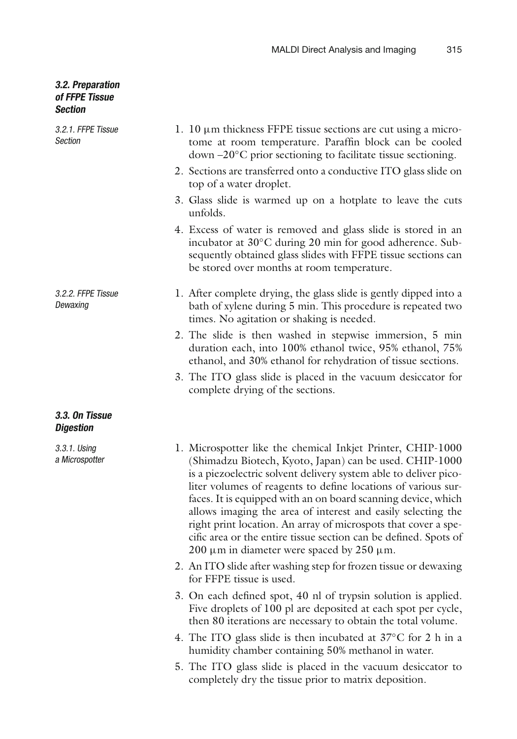### 3.2. Preparation of FFPE Tissue Section

#### 3.2.1. FFPE Tissue Section

1. 10 μm thickness FFPE tissue sections are cut using a microtome at room temperature. Paraffin block can be cooled down –20°C prior sectioning to facilitate tissue sectioning.
2. Sections are transferred onto a conductive ITO glass slide on top of a water droplet.
3. Glass slide is warmed up on a hotplate to leave the cuts unfolds.
4. Excess of water is removed and glass slide is stored in an incubator at 30°C during 20 min for good adherence. Subsequently obtained glass slides with FFPE tissue sections can be stored over months at room temperature.

#### 3.2.2. FFPE Tissue Dewaxing

1. After complete drying, the glass slide is gently dipped into a bath of xylene during 5 min. This procedure is repeated two times. No agitation or shaking is needed.
2. The slide is then washed in stepwise immersion, 5 min duration each, into 100% ethanol twice, 95% ethanol, 75% ethanol, and 30% ethanol for rehydration of tissue sections.
3. The ITO glass slide is placed in the vacuum desiccator for complete drying of the sections.

### 3.3. On Tissue Digestion

#### 3.3.1. Using a Microspotter

1. Microspotter like the chemical Inkjet Printer, CHIP-1000 (Shimadzu Biotech, Kyoto, Japan) can be used. CHIP-1000 is a piezoelectric solvent delivery system able to deliver picoliter volumes of reagents to define locations of various surfaces. It is equipped with an on board scanning device, which allows imaging the area of interest and easily selecting the right print location. An array of microspots that cover a specific area or the entire tissue section can be defined. Spots of 200 μm in diameter were spaced by 250 μm.
2. An ITO slide after washing step for frozen tissue or dewaxing for FFPE tissue is used.
3. On each defined spot, 40 nl of trypsin solution is applied. Five droplets of 100 pl are deposited at each spot per cycle, then 80 iterations are necessary to obtain the total volume.
4. The ITO glass slide is then incubated at 37°C for 2 h in a humidity chamber containing 50% methanol in water.
5. The ITO glass slide is placed in the vacuum desiccator to completely dry the tissue prior to matrix deposition.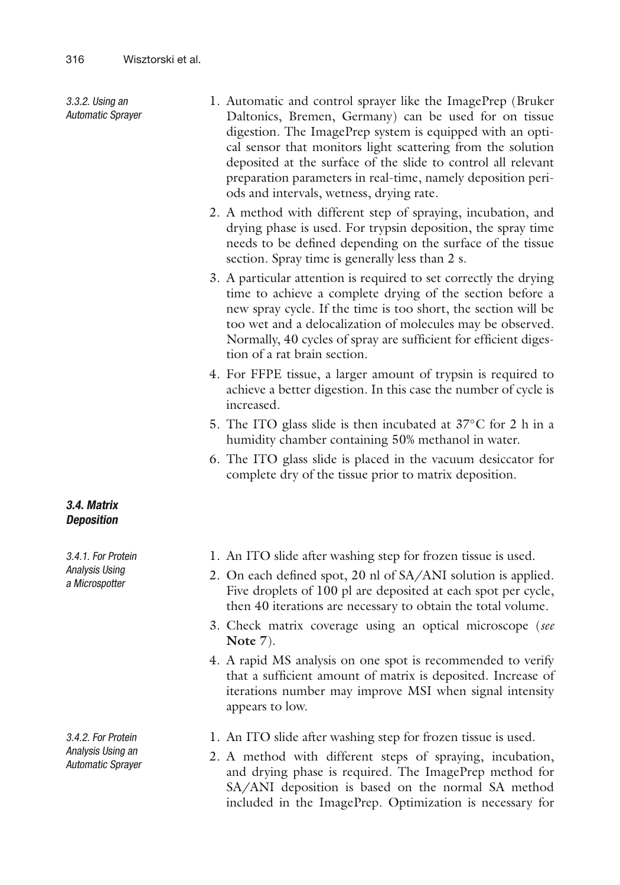#### 3.3.2. Using an Automatic Sprayer

1. Automatic and control sprayer like the ImagePrep (Bruker Daltonics, Bremen, Germany) can be used for on tissue digestion. The ImagePrep system is equipped with an optical sensor that monitors light scattering from the solution deposited at the surface of the slide to control all relevant preparation parameters in real-time, namely deposition periods and intervals, wetness, drying rate.
2. A method with different step of spraying, incubation, and drying phase is used. For trypsin deposition, the spray time needs to be defined depending on the surface of the tissue section. Spray time is generally less than 2 s.
3. A particular attention is required to set correctly the drying time to achieve a complete drying of the section before a new spray cycle. If the time is too short, the section will be too wet and a delocalization of molecules may be observed. Normally, 40 cycles of spray are sufficient for efficient digestion of a rat brain section.
4. For FFPE tissue, a larger amount of trypsin is required to achieve a better digestion. In this case the number of cycle is increased.
5. The ITO glass slide is then incubated at 37°C for 2 h in a humidity chamber containing 50% methanol in water.
6. The ITO glass slide is placed in the vacuum desiccator for complete dry of the tissue prior to matrix deposition.

### *3.4. Matrix Deposition*

#### 3.4.1. For Protein Analysis Using a Microspotter

1. An ITO slide after washing step for frozen tissue is used.
2. On each defined spot, 20 nl of SA/ANI solution is applied. Five droplets of 100 pl are deposited at each spot per cycle, then 40 iterations are necessary to obtain the total volume.
3. Check matrix coverage using an optical microscope (*see* **Note 7**).
4. A rapid MS analysis on one spot is recommended to verify that a sufficient amount of matrix is deposited. Increase of iterations number may improve MSI when signal intensity appears to low.

#### 3.4.2. For Protein Analysis Using an Automatic Sprayer

1. An ITO slide after washing step for frozen tissue is used.
2. A method with different steps of spraying, incubation, and drying phase is required. The ImagePrep method for SA/ANI deposition is based on the normal SA method included in the ImagePrep. Optimization is necessary for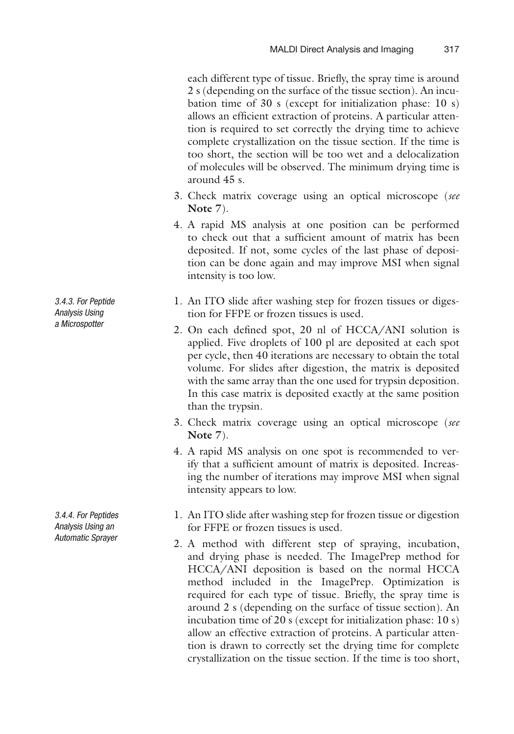each different type of tissue. Briefly, the spray time is around 2 s (depending on the surface of the tissue section). An incubation time of 30 s (except for initialization phase: 10 s) allows an efficient extraction of proteins. A particular attention is required to set correctly the drying time to achieve complete crystallization on the tissue section. If the time is too short, the section will be too wet and a delocalization of molecules will be observed. The minimum drying time is around 45 s.

3. Check matrix coverage using an optical microscope (*see* **Note 7**).
4. A rapid MS analysis at one position can be performed to check out that a sufficient amount of matrix has been deposited. If not, some cycles of the last phase of deposition can be done again and may improve MSI when signal intensity is too low.

#### 3.4.3. For Peptide Analysis Using a Microspotter

1. An ITO slide after washing step for frozen tissues or digestion for FFPE or frozen tissues is used.
2. On each defined spot, 20 nl of HCCA/ANI solution is applied. Five droplets of 100 pl are deposited at each spot per cycle, then 40 iterations are necessary to obtain the total volume. For slides after digestion, the matrix is deposited with the same array than the one used for trypsin deposition. In this case matrix is deposited exactly at the same position than the trypsin.
3. Check matrix coverage using an optical microscope (*see* **Note 7**).
4. A rapid MS analysis on one spot is recommended to verify that a sufficient amount of matrix is deposited. Increasing the number of iterations may improve MSI when signal intensity appears to low.

#### 3.4.4. For Peptides Analysis Using an Automatic Sprayer

1. An ITO slide after washing step for frozen tissue or digestion for FFPE or frozen tissues is used.
2. A method with different step of spraying, incubation, and drying phase is needed. The ImagePrep method for HCCA/ANI deposition is based on the normal HCCA method included in the ImagePrep. Optimization is required for each type of tissue. Briefly, the spray time is around 2 s (depending on the surface of tissue section). An incubation time of 20 s (except for initialization phase: 10 s) allow an effective extraction of proteins. A particular attention is drawn to correctly set the drying time for complete crystallization on the tissue section. If the time is too short,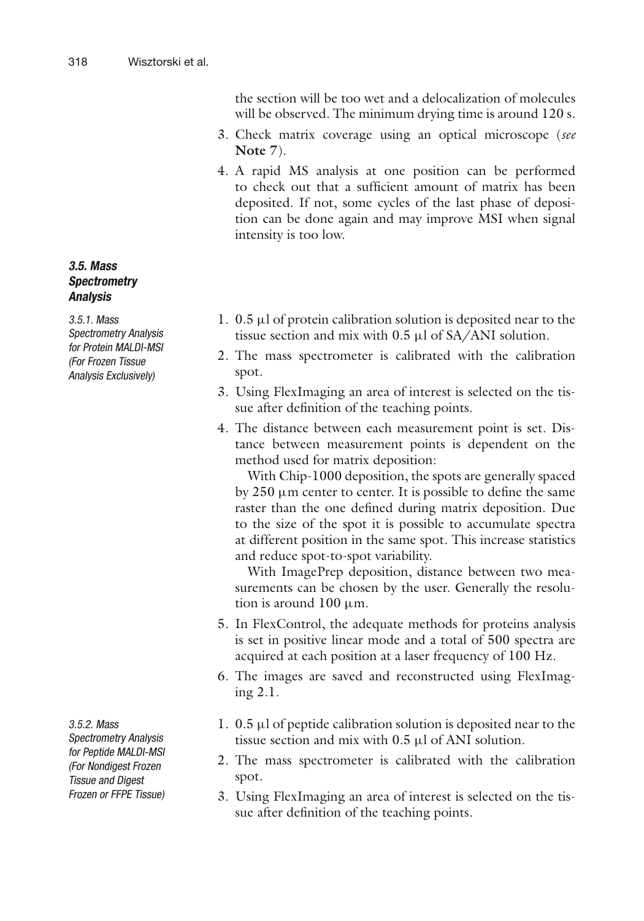the section will be too wet and a delocalization of molecules will be observed. The minimum drying time is around 120 s.

3. Check matrix coverage using an optical microscope (*see* **Note 7**).
4. A rapid MS analysis at one position can be performed to check out that a sufficient amount of matrix has been deposited. If not, some cycles of the last phase of deposition can be done again and may improve MSI when signal intensity is too low.

### *3.5. Mass Spectrometry Analysis*

#### *3.5.1. Mass Spectrometry Analysis for Protein MALDI-MSI (For Frozen Tissue Analysis Exclusively)*

1. 0.5 μl of protein calibration solution is deposited near to the tissue section and mix with 0.5 μl of SA/ANI solution.
2. The mass spectrometer is calibrated with the calibration spot.
3. Using FlexImaging an area of interest is selected on the tissue after definition of the teaching points.
4. The distance between each measurement point is set. Distance between measurement points is dependent on the method used for matrix deposition:

   With Chip-1000 deposition, the spots are generally spaced by 250 μm center to center. It is possible to define the same raster than the one defined during matrix deposition. Due to the size of the spot it is possible to accumulate spectra at different position in the same spot. This increase statistics and reduce spot-to-spot variability.

   With ImagePrep deposition, distance between two measurements can be chosen by the user. Generally the resolution is around 100 μm.
5. In FlexControl, the adequate methods for proteins analysis is set in positive linear mode and a total of 500 spectra are acquired at each position at a laser frequency of 100 Hz.
6. The images are saved and reconstructed using FlexImaging 2.1.

#### *3.5.2. Mass Spectrometry Analysis for Peptide MALDI-MSI (For Nondigest Frozen Tissue and Digest Frozen or FFPE Tissue)*

1. 0.5 μl of peptide calibration solution is deposited near to the tissue section and mix with 0.5 μl of ANI solution.
2. The mass spectrometer is calibrated with the calibration spot.
3. Using FlexImaging an area of interest is selected on the tissue after definition of the teaching points.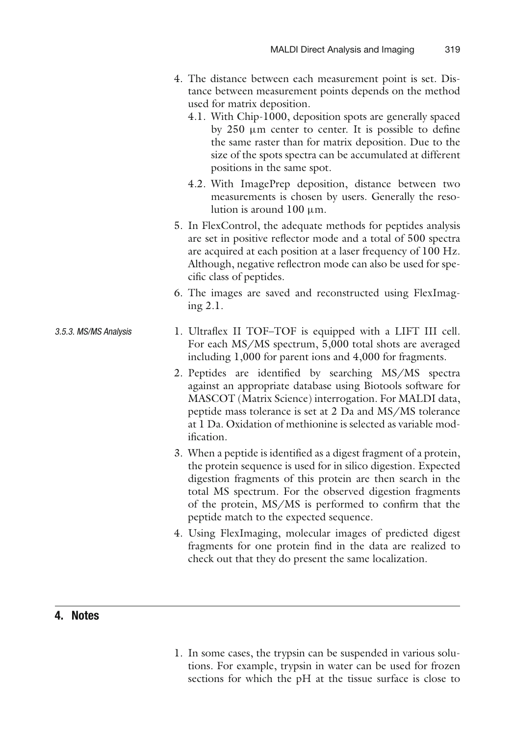4. The distance between each measurement point is set. Distance between measurement points depends on the method used for matrix deposition.
   4.1. With Chip-1000, deposition spots are generally spaced by 250 μm center to center. It is possible to define the same raster than for matrix deposition. Due to the size of the spots spectra can be accumulated at different positions in the same spot.
   4.2. With ImagePrep deposition, distance between two measurements is chosen by users. Generally the resolution is around 100 μm.
5. In FlexControl, the adequate methods for peptides analysis are set in positive reflector mode and a total of 500 spectra are acquired at each position at a laser frequency of 100 Hz. Although, negative reflectron mode can also be used for specific class of peptides.
6. The images are saved and reconstructed using FlexImaging 2.1.

*3.5.3. MS/MS Analysis*

1. Ultraflex II TOF–TOF is equipped with a LIFT III cell. For each MS/MS spectrum, 5,000 total shots are averaged including 1,000 for parent ions and 4,000 for fragments.
2. Peptides are identified by searching MS/MS spectra against an appropriate database using Biotools software for MASCOT (Matrix Science) interrogation. For MALDI data, peptide mass tolerance is set at 2 Da and MS/MS tolerance at 1 Da. Oxidation of methionine is selected as variable modification.
3. When a peptide is identified as a digest fragment of a protein, the protein sequence is used for in silico digestion. Expected digestion fragments of this protein are then search in the total MS spectrum. For the observed digestion fragments of the protein, MS/MS is performed to confirm that the peptide match to the expected sequence.
4. Using FlexImaging, molecular images of predicted digest fragments for one protein find in the data are realized to check out that they do present the same localization.

## 4. Notes

1. In some cases, the trypsin can be suspended in various solutions. For example, trypsin in water can be used for frozen sections for which the pH at the tissue surface is close to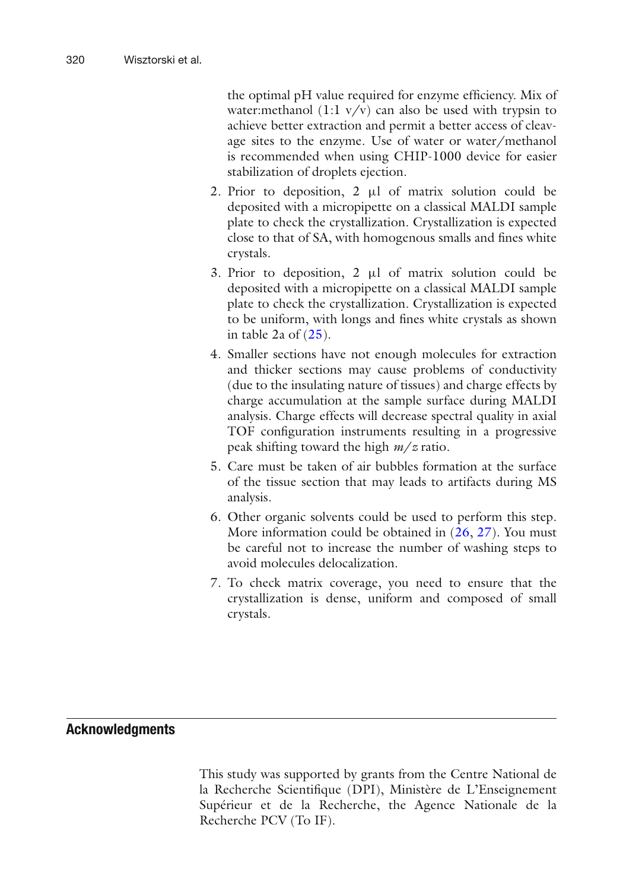the optimal pH value required for enzyme efficiency. Mix of water:methanol (1:1 v/v) can also be used with trypsin to achieve better extraction and permit a better access of cleavage sites to the enzyme. Use of water or water/methanol is recommended when using CHIP-1000 device for easier stabilization of droplets ejection.

2. Prior to deposition, 2 μl of matrix solution could be deposited with a micropipette on a classical MALDI sample plate to check the crystallization. Crystallization is expected close to that of SA, with homogenous smalls and fines white crystals.
3. Prior to deposition, 2 μl of matrix solution could be deposited with a micropipette on a classical MALDI sample plate to check the crystallization. Crystallization is expected to be uniform, with longs and fines white crystals as shown in table 2a of (25).
4. Smaller sections have not enough molecules for extraction and thicker sections may cause problems of conductivity (due to the insulating nature of tissues) and charge effects by charge accumulation at the sample surface during MALDI analysis. Charge effects will decrease spectral quality in axial TOF configuration instruments resulting in a progressive peak shifting toward the high *m/z* ratio.
5. Care must be taken of air bubbles formation at the surface of the tissue section that may leads to artifacts during MS analysis.
6. Other organic solvents could be used to perform this step. More information could be obtained in (26, 27). You must be careful not to increase the number of washing steps to avoid molecules delocalization.
7. To check matrix coverage, you need to ensure that the crystallization is dense, uniform and composed of small crystals.

## Acknowledgments

This study was supported by grants from the Centre National de la Recherche Scientifique (DPI), Ministère de L'Enseignement Supérieur et de la Recherche, the Agence Nationale de la Recherche PCV (To IF).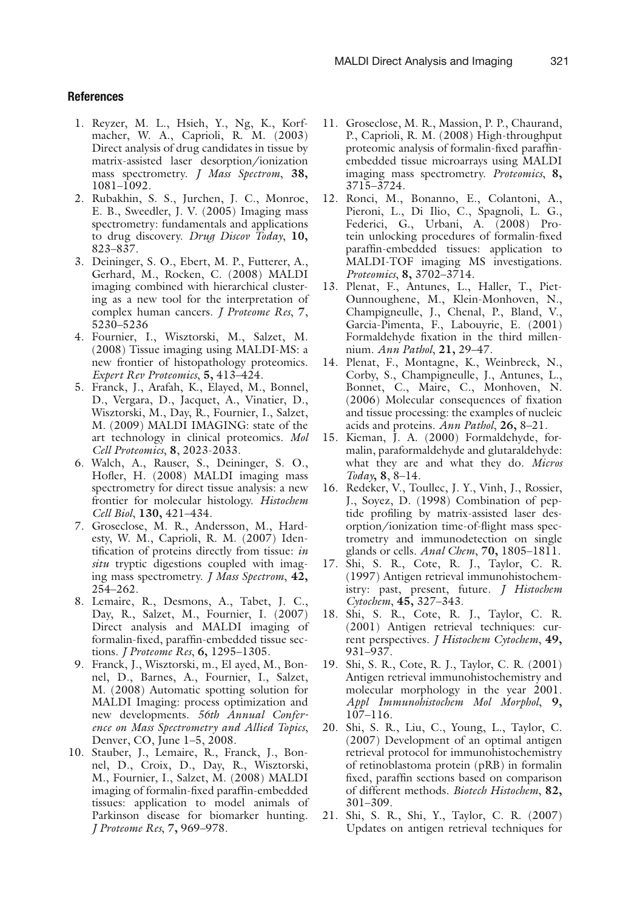## References

1. Reyzer, M. L., Hsieh, Y., Ng, K., Korfmacher, W. A., Caprioli, R. M. (2003) Direct analysis of drug candidates in tissue by matrix-assisted laser desorption/ionization mass spectrometry. *J Mass Spectrom*, **38,** 1081–1092.
2. Rubakhin, S. S., Jurchen, J. C., Monroe, E. B., Sweedler, J. V. (2005) Imaging mass spectrometry: fundamentals and applications to drug discovery. *Drug Discov Today*, **10,** 823–837.
3. Deininger, S. O., Ebert, M. P., Futterer, A., Gerhard, M., Rocken, C. (2008) MALDI imaging combined with hierarchical clustering as a new tool for the interpretation of complex human cancers. *J Proteome Res*, **7**, 5230–5236
4. Fournier, I., Wisztorski, M., Salzet, M. (2008) Tissue imaging using MALDI-MS: a new frontier of histopathology proteomics. *Expert Rev Proteomics*, **5,** 413–424.
5. Franck, J., Arafah, K., Elayed, M., Bonnel, D., Vergara, D., Jacquet, A., Vinatier, D., Wisztorski, M., Day, R., Fournier, I., Salzet, M. (2009) MALDI IMAGING: state of the art technology in clinical proteomics. *Mol Cell Proteomics*, **8**, 2023-2033.
6. Walch, A., Rauser, S., Deininger, S. O., Hofler, H. (2008) MALDI imaging mass spectrometry for direct tissue analysis: a new frontier for molecular histology. *Histochem Cell Biol*, **130,** 421–434.
7. Groseclose, M. R., Andersson, M., Hardesty, W. M., Caprioli, R. M. (2007) Identification of proteins directly from tissue: *in situ* tryptic digestions coupled with imaging mass spectrometry. *J Mass Spectrom*, **42,** 254–262.
8. Lemaire, R., Desmons, A., Tabet, J. C., Day, R., Salzet, M., Fournier, I. (2007) Direct analysis and MALDI imaging of formalin-fixed, paraffin-embedded tissue sections. *J Proteome Res*, **6,** 1295–1305.
9. Franck, J., Wisztorski, m., El ayed, M., Bonnel, D., Barnes, A., Fournier, I., Salzet, M. (2008) Automatic spotting solution for MALDI Imaging: process optimization and new developments. *56th Annual Conference on Mass Spectrometry and Allied Topics*, Denver, CO, June 1–5, 2008.
10. Stauber, J., Lemaire, R., Franck, J., Bonnel, D., Croix, D., Day, R., Wisztorski, M., Fournier, I., Salzet, M. (2008) MALDI imaging of formalin-fixed paraffin-embedded tissues: application to model animals of Parkinson disease for biomarker hunting. *J Proteome Res*, **7,** 969–978.
11. Groseclose, M. R., Massion, P. P., Chaurand, P., Caprioli, R. M. (2008) High-throughput proteomic analysis of formalin-fixed paraffin-embedded tissue microarrays using MALDI imaging mass spectrometry. *Proteomics*, **8,** 3715–3724.
12. Ronci, M., Bonanno, E., Colantoni, A., Pieroni, L., Di Ilio, C., Spagnoli, L. G., Federici, G., Urbani, A. (2008) Protein unlocking procedures of formalin-fixed paraffin-embedded tissues: application to MALDI-TOF imaging MS investigations. *Proteomics*, **8,** 3702–3714.
13. Plenat, F., Antunes, L., Haller, T., Piet-Ounnoughene, M., Klein-Monhoven, N., Champigneulle, J., Chenal, P., Bland, V., Garcia-Pimenta, F., Labouyrie, E. (2001) Formaldehyde fixation in the third millennium. *Ann Pathol*, **21,** 29–47.
14. Plenat, F., Montagne, K., Weinbreck, N., Corby, S., Champigneulle, J., Antunes, L., Bonnet, C., Maire, C., Monhoven, N. (2006) Molecular consequences of fixation and tissue processing: the examples of nucleic acids and proteins. *Ann Pathol*, **26,** 8–21.
15. Kieman, J. A. (2000) Formaldehyde, formalin, paraformaldehyde and glutaraldehyde: what they are and what they do. *Micros Today*, **8**, 8–14.
16. Redeker, V., Toullec, J. Y., Vinh, J., Rossier, J., Soyez, D. (1998) Combination of peptide profiling by matrix-assisted laser desorption/ionization time-of-flight mass spectrometry and immunodetection on single glands or cells. *Anal Chem*, **70,** 1805–1811.
17. Shi, S. R., Cote, R. J., Taylor, C. R. (1997) Antigen retrieval immunohistochemistry: past, present, future. *J Histochem Cytochem*, **45,** 327–343.
18. Shi, S. R., Cote, R. J., Taylor, C. R. (2001) Antigen retrieval techniques: current perspectives. *J Histochem Cytochem*, **49,** 931–937.
19. Shi, S. R., Cote, R. J., Taylor, C. R. (2001) Antigen retrieval immunohistochemistry and molecular morphology in the year 2001. *Appl Immunohistochem Mol Morphol*, **9,** 107–116.
20. Shi, S. R., Liu, C., Young, L., Taylor, C. (2007) Development of an optimal antigen retrieval protocol for immunohistochemistry of retinoblastoma protein (pRB) in formalin fixed, paraffin sections based on comparison of different methods. *Biotech Histochem*, **82,** 301–309.
21. Shi, S. R., Shi, Y., Taylor, C. R. (2007) Updates on antigen retrieval techniques for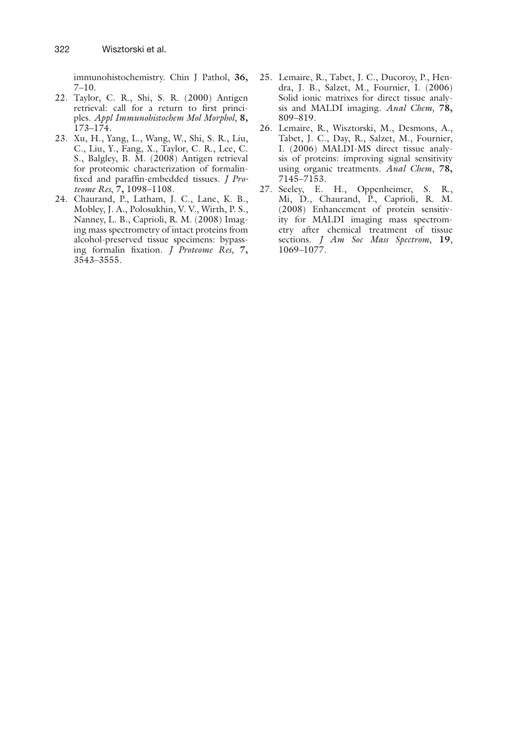immunohistochemistry. Chin J Pathol, **36,** 7–10.

22. Taylor, C. R., Shi, S. R. (2000) Antigen retrieval: call for a return to first principles. *Appl Immunohistochem Mol Morphol*, **8,** 173–174.
23. Xu, H., Yang, L., Wang, W., Shi, S. R., Liu, C., Liu, Y., Fang, X., Taylor, C. R., Lee, C. S., Balgley, B. M. (2008) Antigen retrieval for proteomic characterization of formalin-fixed and paraffin-embedded tissues. *J Proteome Res*, **7,** 1098–1108.
24. Chaurand, P., Latham, J. C., Lane, K. B., Mobley, J. A., Polosukhin, V. V., Wirth, P. S., Nanney, L. B., Caprioli, R. M. (2008) Imaging mass spectrometry of intact proteins from alcohol-preserved tissue specimens: bypassing formalin fixation. *J Proteome Res*, **7,** 3543–3555.
25. Lemaire, R., Tabet, J. C., Ducoroy, P., Hendra, J. B., Salzet, M., Fournier, I. (2006) Solid ionic matrixes for direct tissue analysis and MALDI imaging. *Anal Chem,* **78,** 809–819.
26. Lemaire, R., Wisztorski, M., Desmons, A., Tabet, J. C., Day, R., Salzet, M., Fournier, I. (2006) MALDI-MS direct tissue analysis of proteins: improving signal sensitivity using organic treatments. *Anal Chem*, **78,** 7145–7153.
27. Seeley, E. H., Oppenheimer, S. R., Mi, D., Chaurand, P., Caprioli, R. M. (2008) Enhancement of protein sensitivity for MALDI imaging mass spectrometry after chemical treatment of tissue sections. *J Am Soc Mass Spectrom*, **19**, 1069–1077.